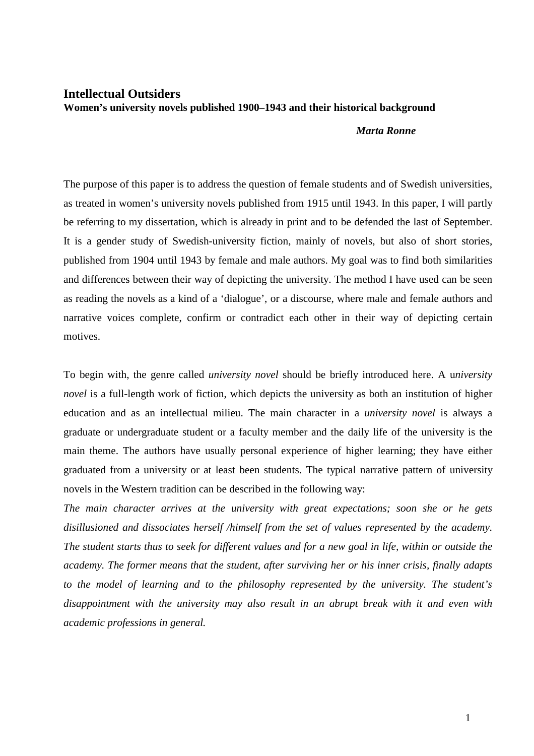# Intellectual Outsiders

**Women's university novels published 1900–1943 and their historical background**

***Marta Ronne***

The purpose of this paper is to address the question of female students and of Swedish universities, as treated in women's university novels published from 1915 until 1943. In this paper, I will partly be referring to my dissertation, which is already in print and to be defended the last of September. It is a gender study of Swedish-university fiction, mainly of novels, but also of short stories, published from 1904 until 1943 by female and male authors. My goal was to find both similarities and differences between their way of depicting the university. The method I have used can be seen as reading the novels as a kind of a 'dialogue', or a discourse, where male and female authors and narrative voices complete, confirm or contradict each other in their way of depicting certain motives.

To begin with, the genre called *university novel* should be briefly introduced here. A u*niversity novel* is a full-length work of fiction, which depicts the university as both an institution of higher education and as an intellectual milieu. The main character in a *university novel* is always a graduate or undergraduate student or a faculty member and the daily life of the university is the main theme. The authors have usually personal experience of higher learning; they have either graduated from a university or at least been students. The typical narrative pattern of university novels in the Western tradition can be described in the following way:

*The main character arrives at the university with great expectations; soon she or he gets disillusioned and dissociates herself /himself from the set of values represented by the academy. The student starts thus to seek for different values and for a new goal in life, within or outside the academy. The former means that the student, after surviving her or his inner crisis, finally adapts to the model of learning and to the philosophy represented by the university. The student's disappointment with the university may also result in an abrupt break with it and even with academic professions in general.*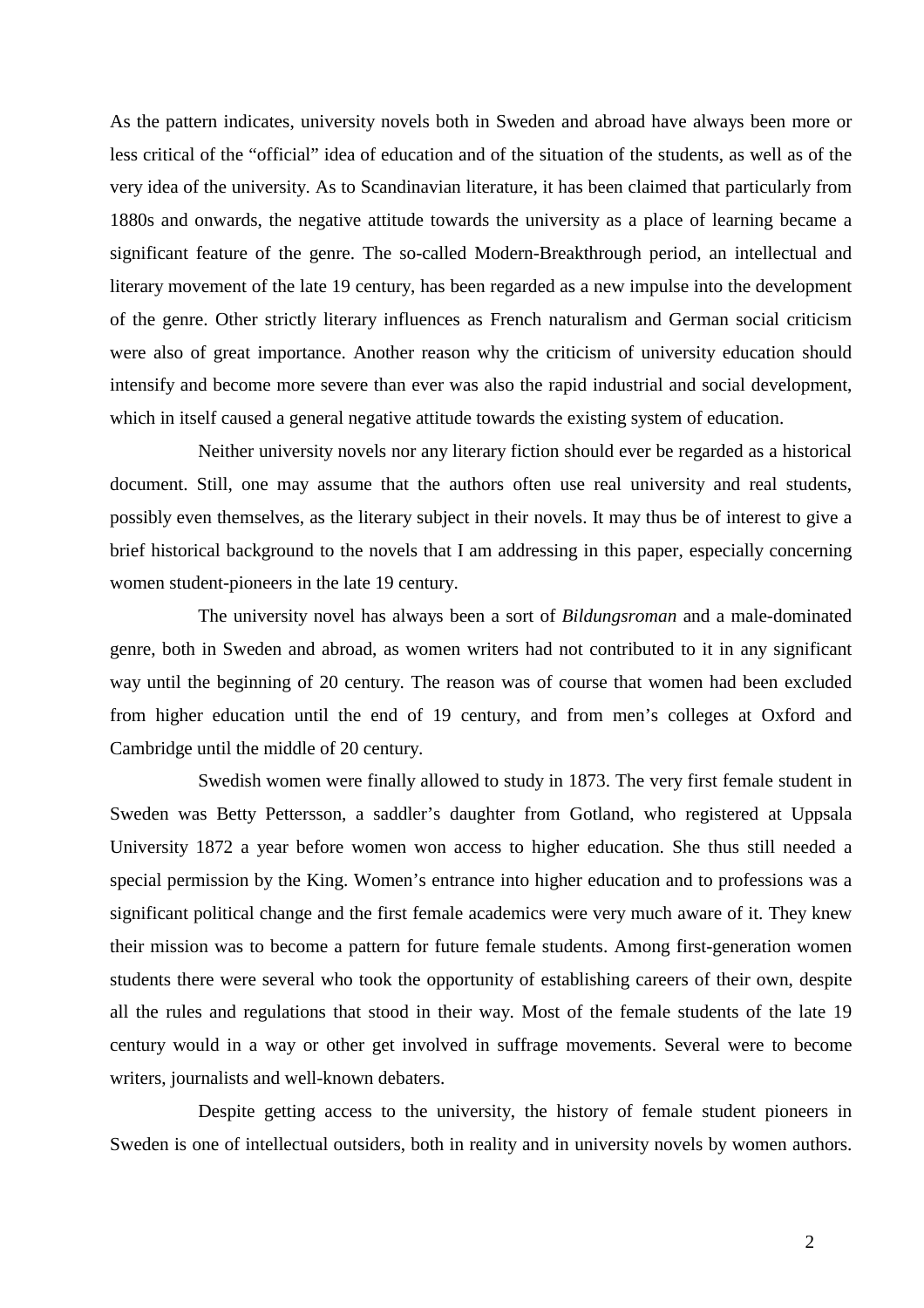As the pattern indicates, university novels both in Sweden and abroad have always been more or less critical of the "official" idea of education and of the situation of the students, as well as of the very idea of the university. As to Scandinavian literature, it has been claimed that particularly from 1880s and onwards, the negative attitude towards the university as a place of learning became a significant feature of the genre. The so-called Modern-Breakthrough period, an intellectual and literary movement of the late 19 century, has been regarded as a new impulse into the development of the genre. Other strictly literary influences as French naturalism and German social criticism were also of great importance. Another reason why the criticism of university education should intensify and become more severe than ever was also the rapid industrial and social development, which in itself caused a general negative attitude towards the existing system of education.

Neither university novels nor any literary fiction should ever be regarded as a historical document. Still, one may assume that the authors often use real university and real students, possibly even themselves, as the literary subject in their novels. It may thus be of interest to give a brief historical background to the novels that I am addressing in this paper, especially concerning women student-pioneers in the late 19 century.

The university novel has always been a sort of *Bildungsroman* and a male-dominated genre, both in Sweden and abroad, as women writers had not contributed to it in any significant way until the beginning of 20 century. The reason was of course that women had been excluded from higher education until the end of 19 century, and from men's colleges at Oxford and Cambridge until the middle of 20 century.

Swedish women were finally allowed to study in 1873. The very first female student in Sweden was Betty Pettersson, a saddler's daughter from Gotland, who registered at Uppsala University 1872 a year before women won access to higher education. She thus still needed a special permission by the King. Women's entrance into higher education and to professions was a significant political change and the first female academics were very much aware of it. They knew their mission was to become a pattern for future female students. Among first-generation women students there were several who took the opportunity of establishing careers of their own, despite all the rules and regulations that stood in their way. Most of the female students of the late 19 century would in a way or other get involved in suffrage movements. Several were to become writers, journalists and well-known debaters.

Despite getting access to the university, the history of female student pioneers in Sweden is one of intellectual outsiders, both in reality and in university novels by women authors.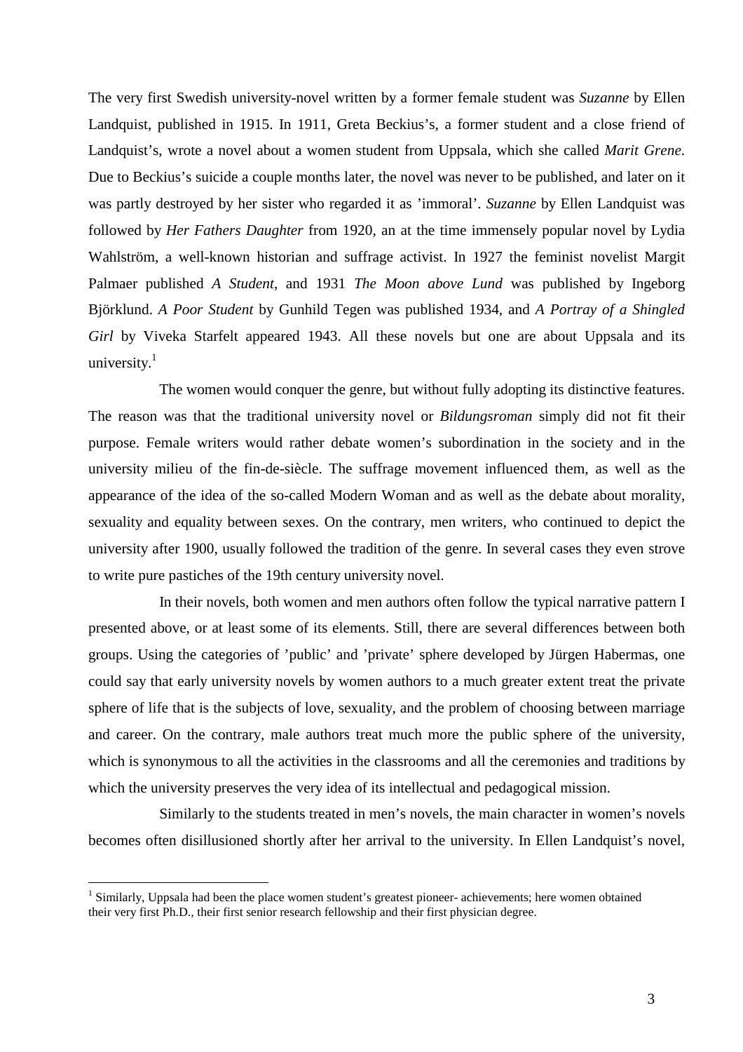The very first Swedish university-novel written by a former female student was *Suzanne* by Ellen Landquist, published in 1915. In 1911, Greta Beckius's, a former student and a close friend of Landquist's, wrote a novel about a women student from Uppsala, which she called *Marit Grene*. Due to Beckius's suicide a couple months later, the novel was never to be published, and later on it was partly destroyed by her sister who regarded it as 'immoral'. *Suzanne* by Ellen Landquist was followed by *Her Fathers Daughter* from 1920, an at the time immensely popular novel by Lydia Wahlström, a well-known historian and suffrage activist. In 1927 the feminist novelist Margit Palmaer published *A Student*, and 1931 *The Moon above Lund* was published by Ingeborg Björklund. *A Poor Student* by Gunhild Tegen was published 1934, and *A Portray of a Shingled Girl* by Viveka Starfelt appeared 1943. All these novels but one are about Uppsala and its university.[1]

The women would conquer the genre, but without fully adopting its distinctive features. The reason was that the traditional university novel or *Bildungsroman* simply did not fit their purpose. Female writers would rather debate women's subordination in the society and in the university milieu of the fin-de-siècle. The suffrage movement influenced them, as well as the appearance of the idea of the so-called Modern Woman and as well as the debate about morality, sexuality and equality between sexes. On the contrary, men writers, who continued to depict the university after 1900, usually followed the tradition of the genre. In several cases they even strove to write pure pastiches of the 19th century university novel.

In their novels, both women and men authors often follow the typical narrative pattern I presented above, or at least some of its elements. Still, there are several differences between both groups. Using the categories of 'public' and 'private' sphere developed by Jürgen Habermas, one could say that early university novels by women authors to a much greater extent treat the private sphere of life that is the subjects of love, sexuality, and the problem of choosing between marriage and career. On the contrary, male authors treat much more the public sphere of the university, which is synonymous to all the activities in the classrooms and all the ceremonies and traditions by which the university preserves the very idea of its intellectual and pedagogical mission.

Similarly to the students treated in men's novels, the main character in women's novels becomes often disillusioned shortly after her arrival to the university. In Ellen Landquist's novel,

[1] Similarly, Uppsala had been the place women student's greatest pioneer- achievements; here women obtained their very first Ph.D., their first senior research fellowship and their first physician degree.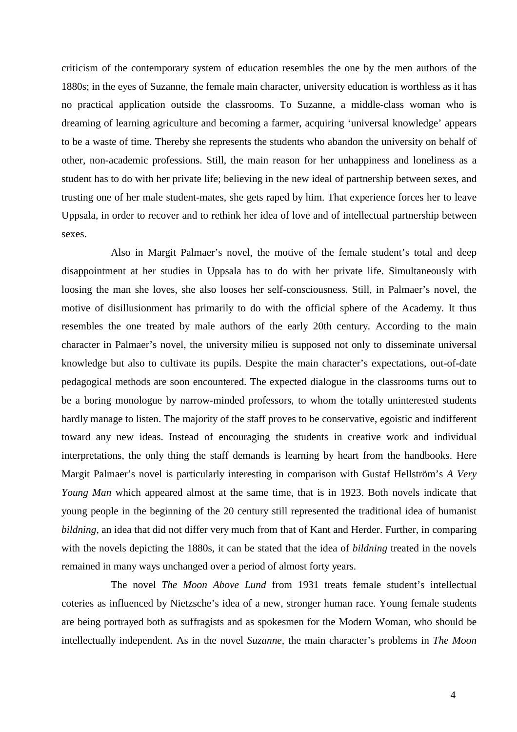criticism of the contemporary system of education resembles the one by the men authors of the 1880s; in the eyes of Suzanne, the female main character, university education is worthless as it has no practical application outside the classrooms. To Suzanne, a middle-class woman who is dreaming of learning agriculture and becoming a farmer, acquiring 'universal knowledge' appears to be a waste of time. Thereby she represents the students who abandon the university on behalf of other, non-academic professions. Still, the main reason for her unhappiness and loneliness as a student has to do with her private life; believing in the new ideal of partnership between sexes, and trusting one of her male student-mates, she gets raped by him. That experience forces her to leave Uppsala, in order to recover and to rethink her idea of love and of intellectual partnership between sexes.

Also in Margit Palmaer's novel, the motive of the female student's total and deep disappointment at her studies in Uppsala has to do with her private life. Simultaneously with loosing the man she loves, she also looses her self-consciousness. Still, in Palmaer's novel, the motive of disillusionment has primarily to do with the official sphere of the Academy. It thus resembles the one treated by male authors of the early 20th century. According to the main character in Palmaer's novel, the university milieu is supposed not only to disseminate universal knowledge but also to cultivate its pupils. Despite the main character's expectations, out-of-date pedagogical methods are soon encountered. The expected dialogue in the classrooms turns out to be a boring monologue by narrow-minded professors, to whom the totally uninterested students hardly manage to listen. The majority of the staff proves to be conservative, egoistic and indifferent toward any new ideas. Instead of encouraging the students in creative work and individual interpretations, the only thing the staff demands is learning by heart from the handbooks. Here Margit Palmaer's novel is particularly interesting in comparison with Gustaf Hellström's *A Very Young Man* which appeared almost at the same time, that is in 1923. Both novels indicate that young people in the beginning of the 20 century still represented the traditional idea of humanist *bildning*, an idea that did not differ very much from that of Kant and Herder. Further, in comparing with the novels depicting the 1880s, it can be stated that the idea of *bildning* treated in the novels remained in many ways unchanged over a period of almost forty years.

The novel *The Moon Above Lund* from 1931 treats female student's intellectual coteries as influenced by Nietzsche's idea of a new, stronger human race. Young female students are being portrayed both as suffragists and as spokesmen for the Modern Woman, who should be intellectually independent. As in the novel *Suzanne*, the main character's problems in *The Moon*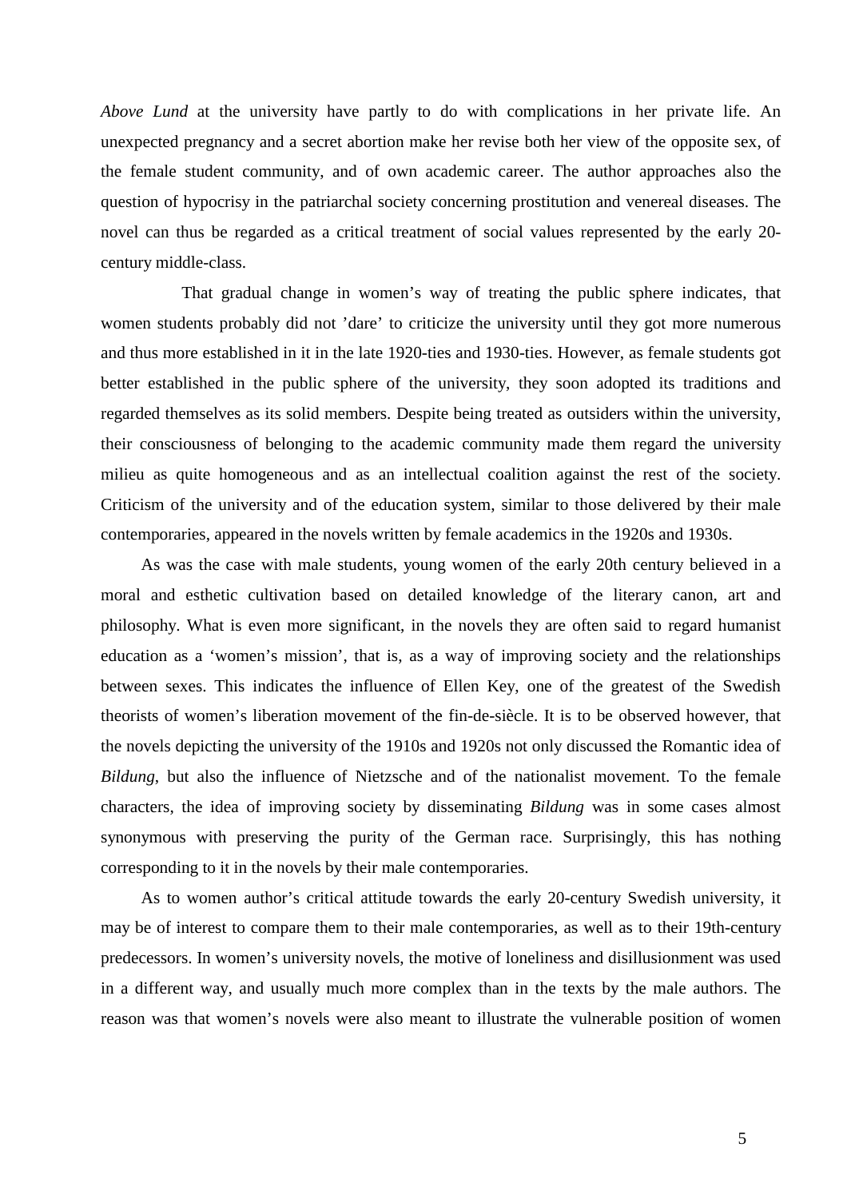*Above Lund* at the university have partly to do with complications in her private life. An unexpected pregnancy and a secret abortion make her revise both her view of the opposite sex, of the female student community, and of own academic career. The author approaches also the question of hypocrisy in the patriarchal society concerning prostitution and venereal diseases. The novel can thus be regarded as a critical treatment of social values represented by the early 20-century middle-class.

That gradual change in women's way of treating the public sphere indicates, that women students probably did not 'dare' to criticize the university until they got more numerous and thus more established in it in the late 1920-ties and 1930-ties. However, as female students got better established in the public sphere of the university, they soon adopted its traditions and regarded themselves as its solid members. Despite being treated as outsiders within the university, their consciousness of belonging to the academic community made them regard the university milieu as quite homogeneous and as an intellectual coalition against the rest of the society. Criticism of the university and of the education system, similar to those delivered by their male contemporaries, appeared in the novels written by female academics in the 1920s and 1930s.

As was the case with male students, young women of the early 20th century believed in a moral and esthetic cultivation based on detailed knowledge of the literary canon, art and philosophy. What is even more significant, in the novels they are often said to regard humanist education as a 'women's mission', that is, as a way of improving society and the relationships between sexes. This indicates the influence of Ellen Key, one of the greatest of the Swedish theorists of women's liberation movement of the fin-de-siècle. It is to be observed however, that the novels depicting the university of the 1910s and 1920s not only discussed the Romantic idea of *Bildung*, but also the influence of Nietzsche and of the nationalist movement. To the female characters, the idea of improving society by disseminating *Bildung* was in some cases almost synonymous with preserving the purity of the German race. Surprisingly, this has nothing corresponding to it in the novels by their male contemporaries.

As to women author's critical attitude towards the early 20-century Swedish university, it may be of interest to compare them to their male contemporaries, as well as to their 19th-century predecessors. In women's university novels, the motive of loneliness and disillusionment was used in a different way, and usually much more complex than in the texts by the male authors. The reason was that women's novels were also meant to illustrate the vulnerable position of women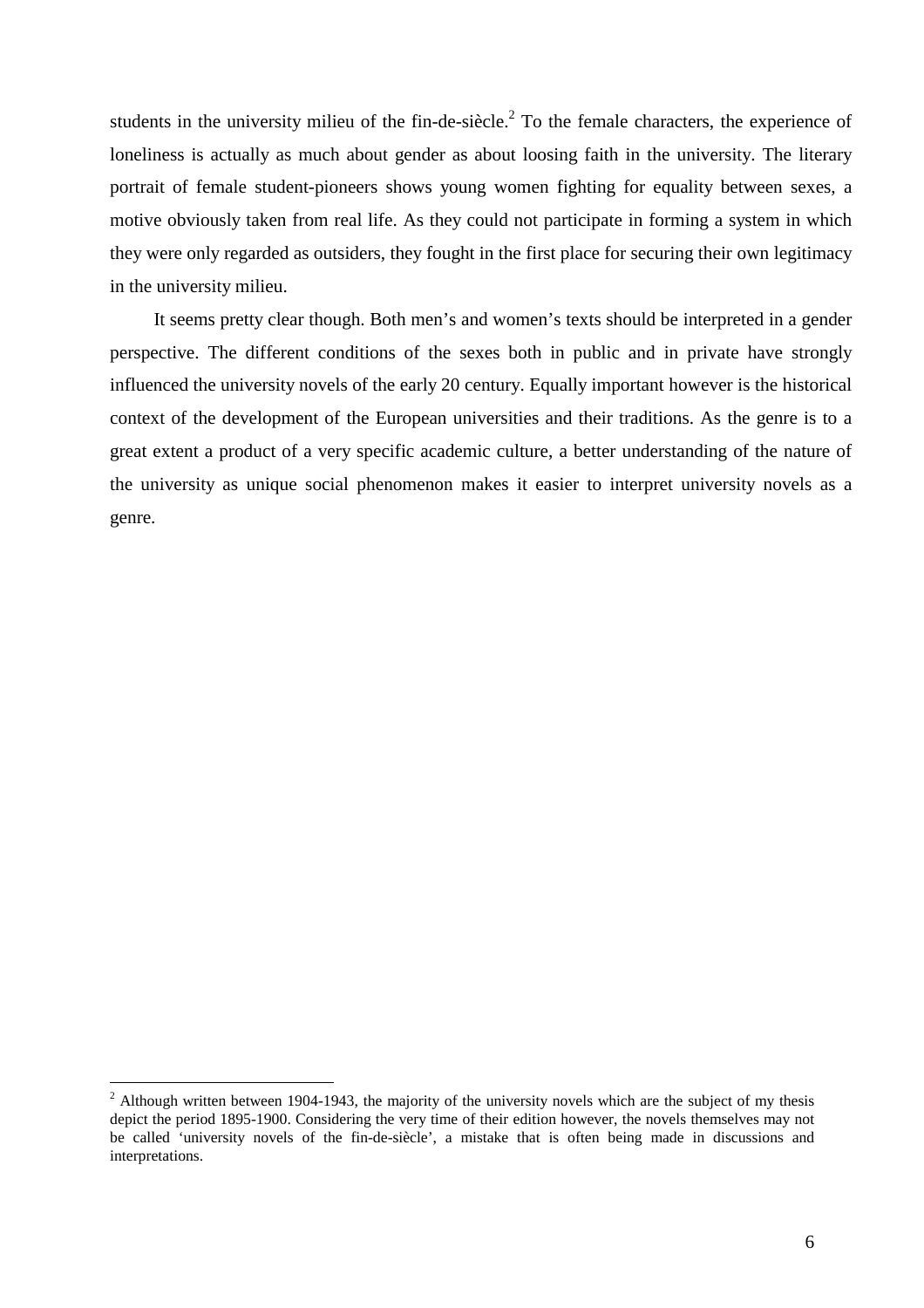students in the university milieu of the fin-de-siècle.[2] To the female characters, the experience of loneliness is actually as much about gender as about loosing faith in the university. The literary portrait of female student-pioneers shows young women fighting for equality between sexes, a motive obviously taken from real life. As they could not participate in forming a system in which they were only regarded as outsiders, they fought in the first place for securing their own legitimacy in the university milieu.

It seems pretty clear though. Both men's and women's texts should be interpreted in a gender perspective. The different conditions of the sexes both in public and in private have strongly influenced the university novels of the early 20 century. Equally important however is the historical context of the development of the European universities and their traditions. As the genre is to a great extent a product of a very specific academic culture, a better understanding of the nature of the university as unique social phenomenon makes it easier to interpret university novels as a genre.

---

[2] Although written between 1904-1943, the majority of the university novels which are the subject of my thesis depict the period 1895-1900. Considering the very time of their edition however, the novels themselves may not be called 'university novels of the fin-de-siècle', a mistake that is often being made in discussions and interpretations.